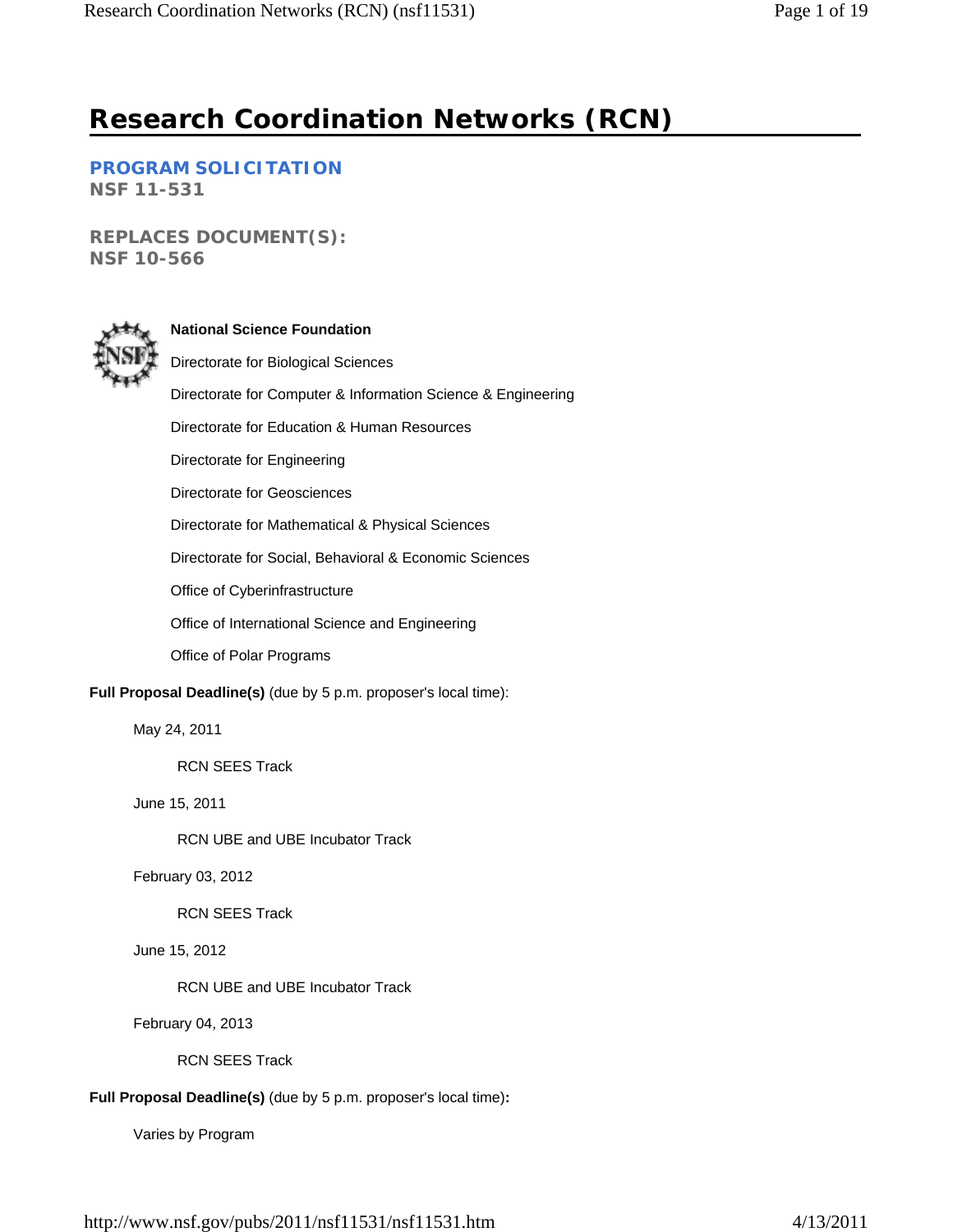# Research Coordination Networks (RCN)

**PROGRAM SOLICITATION**
**NSF 11-531**

**REPLACES DOCUMENT(S):**
**NSF 10-566**

**National Science Foundation**

Directorate for Biological Sciences

Directorate for Computer & Information Science & Engineering

Directorate for Education & Human Resources

Directorate for Engineering

Directorate for Geosciences

Directorate for Mathematical & Physical Sciences

Directorate for Social, Behavioral & Economic Sciences

Office of Cyberinfrastructure

Office of International Science and Engineering

Office of Polar Programs

**Full Proposal Deadline(s)** (due by 5 p.m. proposer's local time):

May 24, 2011

RCN SEES Track

June 15, 2011

RCN UBE and UBE Incubator Track

February 03, 2012

RCN SEES Track

June 15, 2012

RCN UBE and UBE Incubator Track

February 04, 2013

RCN SEES Track

**Full Proposal Deadline(s)** (due by 5 p.m. proposer's local time)**:**

Varies by Program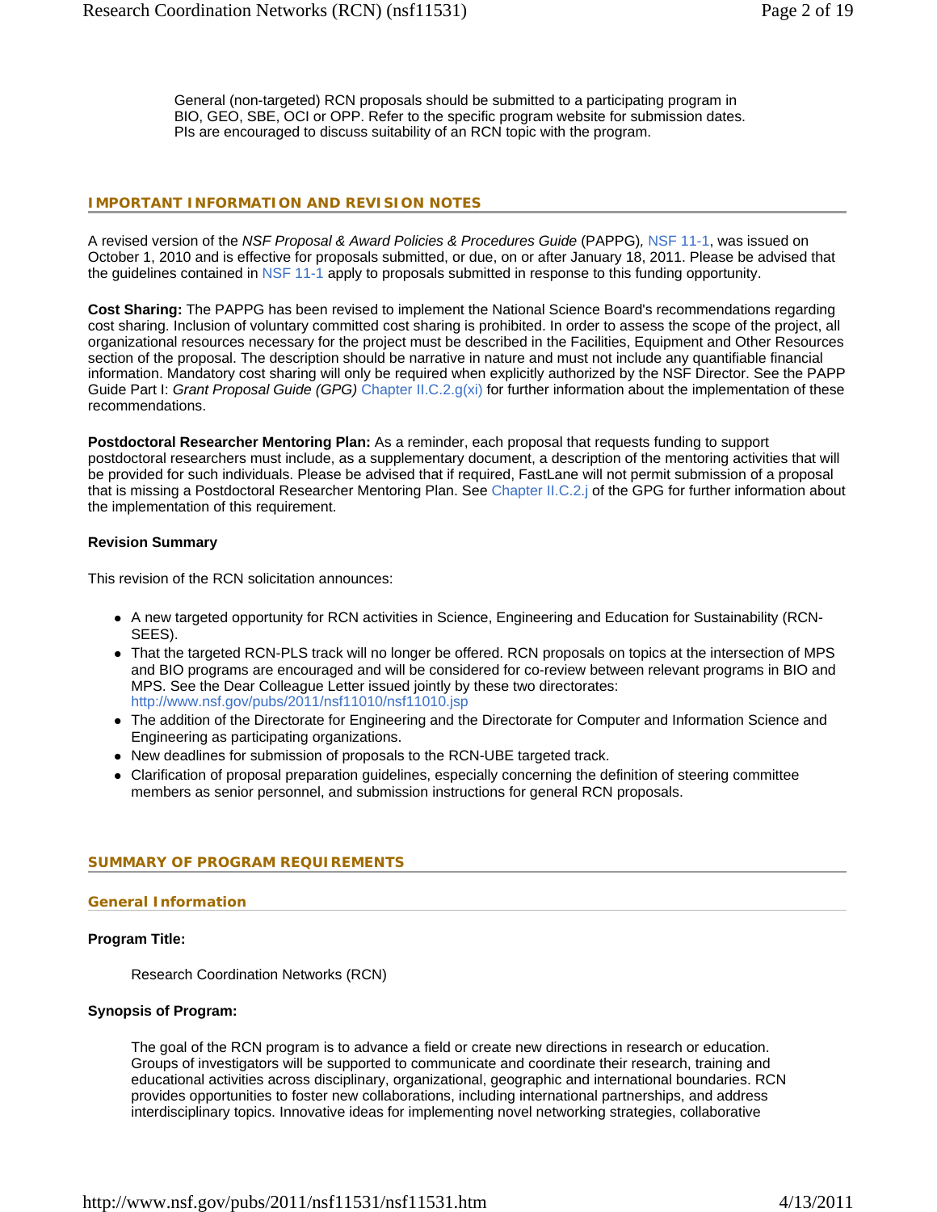General (non-targeted) RCN proposals should be submitted to a participating program in BIO, GEO, SBE, OCI or OPP. Refer to the specific program website for submission dates. PIs are encouraged to discuss suitability of an RCN topic with the program.

## IMPORTANT INFORMATION AND REVISION NOTES

A revised version of the *NSF Proposal & Award Policies & Procedures Guide* (PAPPG), NSF 11-1, was issued on October 1, 2010 and is effective for proposals submitted, or due, on or after January 18, 2011. Please be advised that the guidelines contained in NSF 11-1 apply to proposals submitted in response to this funding opportunity.

**Cost Sharing:** The PAPPG has been revised to implement the National Science Board's recommendations regarding cost sharing. Inclusion of voluntary committed cost sharing is prohibited. In order to assess the scope of the project, all organizational resources necessary for the project must be described in the Facilities, Equipment and Other Resources section of the proposal. The description should be narrative in nature and must not include any quantifiable financial information. Mandatory cost sharing will only be required when explicitly authorized by the NSF Director. See the PAPP Guide Part I: *Grant Proposal Guide (GPG)* Chapter II.C.2.g(xi) for further information about the implementation of these recommendations.

**Postdoctoral Researcher Mentoring Plan:** As a reminder, each proposal that requests funding to support postdoctoral researchers must include, as a supplementary document, a description of the mentoring activities that will be provided for such individuals. Please be advised that if required, FastLane will not permit submission of a proposal that is missing a Postdoctoral Researcher Mentoring Plan. See Chapter II.C.2.j of the GPG for further information about the implementation of this requirement.

**Revision Summary**

This revision of the RCN solicitation announces:

- A new targeted opportunity for RCN activities in Science, Engineering and Education for Sustainability (RCN-SEES).
- That the targeted RCN-PLS track will no longer be offered. RCN proposals on topics at the intersection of MPS and BIO programs are encouraged and will be considered for co-review between relevant programs in BIO and MPS. See the Dear Colleague Letter issued jointly by these two directorates: http://www.nsf.gov/pubs/2011/nsf11010/nsf11010.jsp
- The addition of the Directorate for Engineering and the Directorate for Computer and Information Science and Engineering as participating organizations.
- New deadlines for submission of proposals to the RCN-UBE targeted track.
- Clarification of proposal preparation guidelines, especially concerning the definition of steering committee members as senior personnel, and submission instructions for general RCN proposals.

## SUMMARY OF PROGRAM REQUIREMENTS

### General Information

**Program Title:**

Research Coordination Networks (RCN)

**Synopsis of Program:**

The goal of the RCN program is to advance a field or create new directions in research or education. Groups of investigators will be supported to communicate and coordinate their research, training and educational activities across disciplinary, organizational, geographic and international boundaries. RCN provides opportunities to foster new collaborations, including international partnerships, and address interdisciplinary topics. Innovative ideas for implementing novel networking strategies, collaborative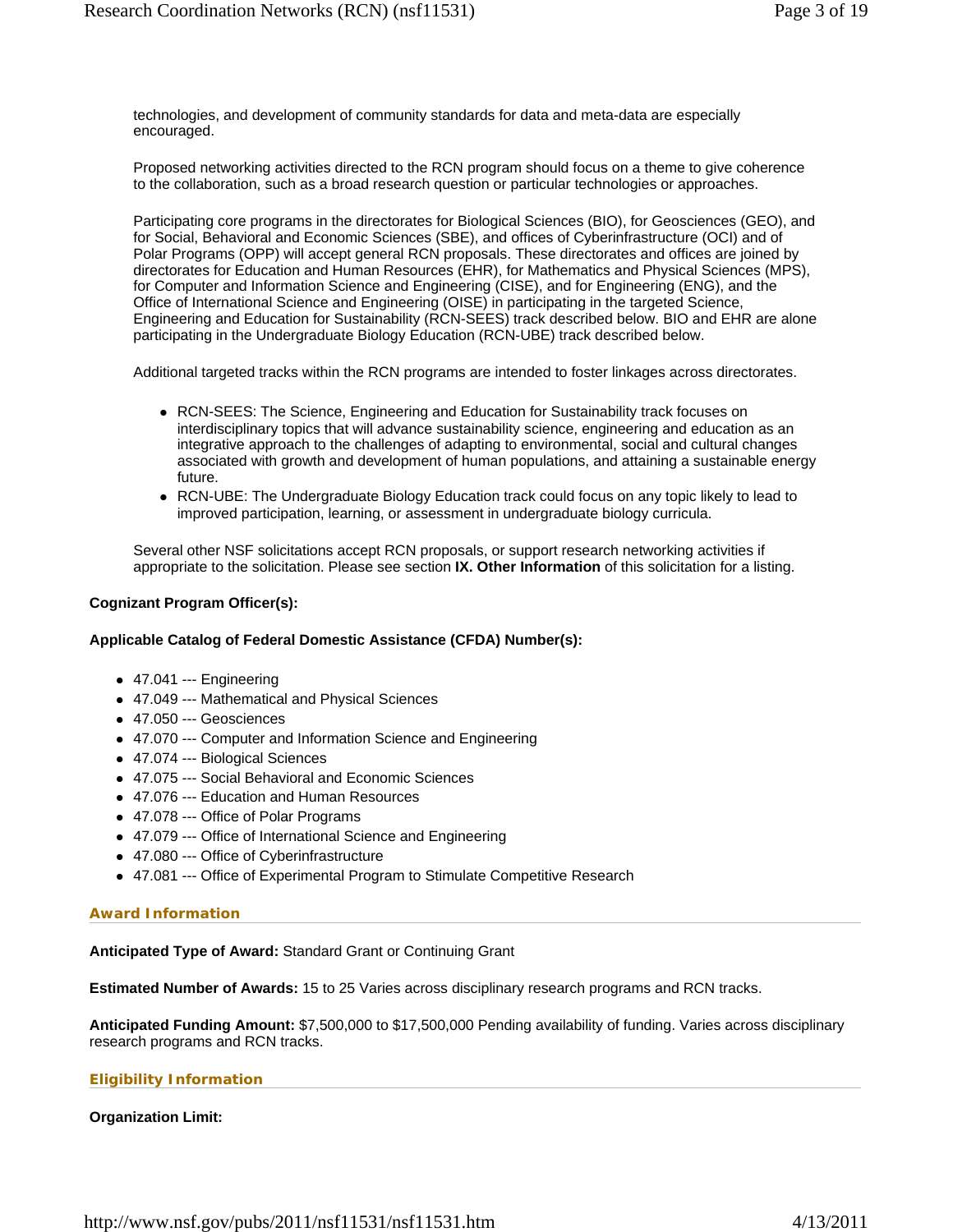technologies, and development of community standards for data and meta-data are especially encouraged.

Proposed networking activities directed to the RCN program should focus on a theme to give coherence to the collaboration, such as a broad research question or particular technologies or approaches.

Participating core programs in the directorates for Biological Sciences (BIO), for Geosciences (GEO), and for Social, Behavioral and Economic Sciences (SBE), and offices of Cyberinfrastructure (OCI) and of Polar Programs (OPP) will accept general RCN proposals. These directorates and offices are joined by directorates for Education and Human Resources (EHR), for Mathematics and Physical Sciences (MPS), for Computer and Information Science and Engineering (CISE), and for Engineering (ENG), and the Office of International Science and Engineering (OISE) in participating in the targeted Science, Engineering and Education for Sustainability (RCN-SEES) track described below. BIO and EHR are alone participating in the Undergraduate Biology Education (RCN-UBE) track described below.

Additional targeted tracks within the RCN programs are intended to foster linkages across directorates.

- RCN-SEES: The Science, Engineering and Education for Sustainability track focuses on interdisciplinary topics that will advance sustainability science, engineering and education as an integrative approach to the challenges of adapting to environmental, social and cultural changes associated with growth and development of human populations, and attaining a sustainable energy future.
- RCN-UBE: The Undergraduate Biology Education track could focus on any topic likely to lead to improved participation, learning, or assessment in undergraduate biology curricula.

Several other NSF solicitations accept RCN proposals, or support research networking activities if appropriate to the solicitation. Please see section **IX. Other Information** of this solicitation for a listing.

**Cognizant Program Officer(s):**

**Applicable Catalog of Federal Domestic Assistance (CFDA) Number(s):**

- 47.041 --- Engineering
- 47.049 --- Mathematical and Physical Sciences
- 47.050 --- Geosciences
- 47.070 --- Computer and Information Science and Engineering
- 47.074 --- Biological Sciences
- 47.075 --- Social Behavioral and Economic Sciences
- 47.076 --- Education and Human Resources
- 47.078 --- Office of Polar Programs
- 47.079 --- Office of International Science and Engineering
- 47.080 --- Office of Cyberinfrastructure
- 47.081 --- Office of Experimental Program to Stimulate Competitive Research

## Award Information

**Anticipated Type of Award:** Standard Grant or Continuing Grant

**Estimated Number of Awards:** 15 to 25 Varies across disciplinary research programs and RCN tracks.

**Anticipated Funding Amount:** $7,500,000 to $17,500,000 Pending availability of funding. Varies across disciplinary research programs and RCN tracks.

## Eligibility Information

**Organization Limit:**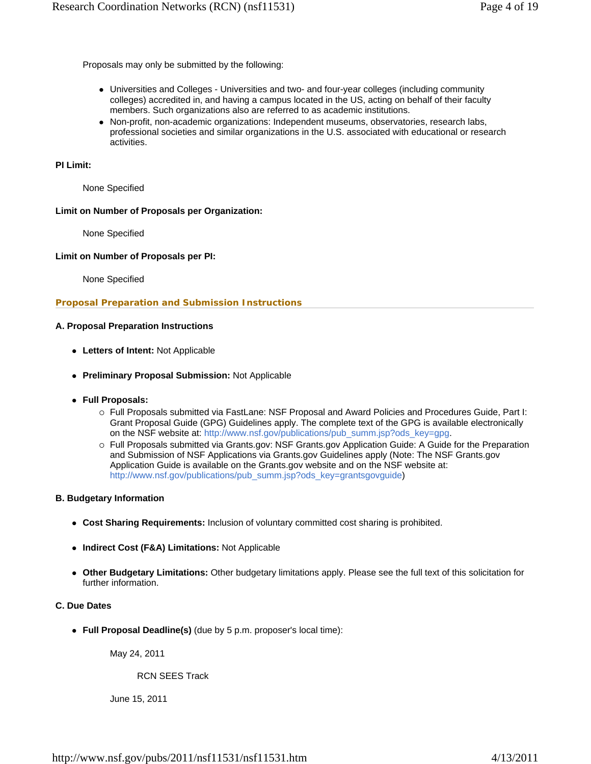Proposals may only be submitted by the following:

- Universities and Colleges - Universities and two- and four-year colleges (including community colleges) accredited in, and having a campus located in the US, acting on behalf of their faculty members. Such organizations also are referred to as academic institutions.
- Non-profit, non-academic organizations: Independent museums, observatories, research labs, professional societies and similar organizations in the U.S. associated with educational or research activities.

**PI Limit:**

None Specified

**Limit on Number of Proposals per Organization:**

None Specified

**Limit on Number of Proposals per PI:**

None Specified

## Proposal Preparation and Submission Instructions

### A. Proposal Preparation Instructions

- **Letters of Intent:** Not Applicable
- **Preliminary Proposal Submission:** Not Applicable
- **Full Proposals:**
  - Full Proposals submitted via FastLane: NSF Proposal and Award Policies and Procedures Guide, Part I: Grant Proposal Guide (GPG) Guidelines apply. The complete text of the GPG is available electronically on the NSF website at: http://www.nsf.gov/publications/pub_summ.jsp?ods_key=gpg.
  - Full Proposals submitted via Grants.gov: NSF Grants.gov Application Guide: A Guide for the Preparation and Submission of NSF Applications via Grants.gov Guidelines apply (Note: The NSF Grants.gov Application Guide is available on the Grants.gov website and on the NSF website at: http://www.nsf.gov/publications/pub_summ.jsp?ods_key=grantsgovguide)

### B. Budgetary Information

- **Cost Sharing Requirements:** Inclusion of voluntary committed cost sharing is prohibited.
- **Indirect Cost (F&A) Limitations:** Not Applicable
- **Other Budgetary Limitations:** Other budgetary limitations apply. Please see the full text of this solicitation for further information.

### C. Due Dates

- **Full Proposal Deadline(s)** (due by 5 p.m. proposer's local time):

  May 24, 2011

  RCN SEES Track

  June 15, 2011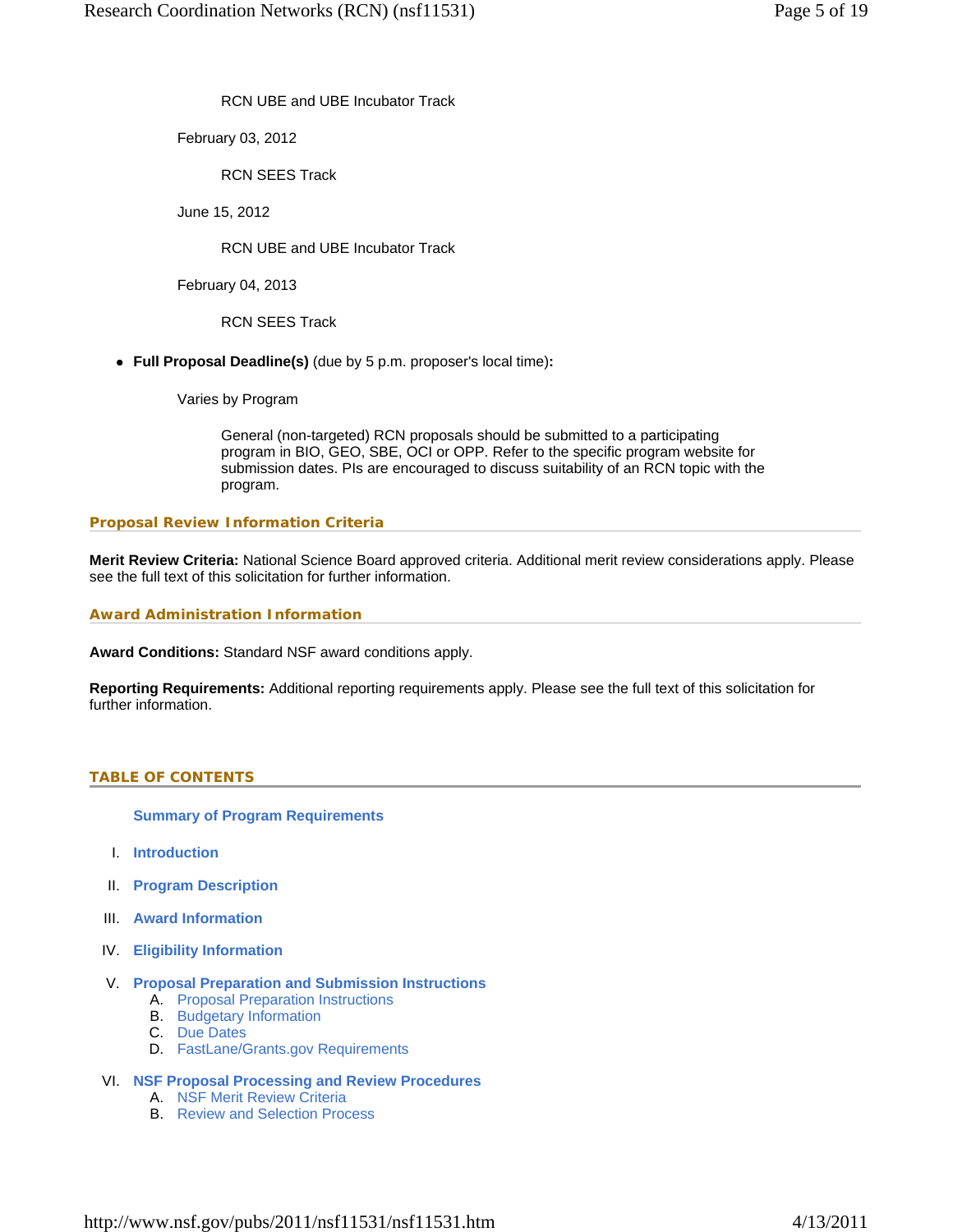RCN UBE and UBE Incubator Track

February 03, 2012

RCN SEES Track

June 15, 2012

RCN UBE and UBE Incubator Track

February 04, 2013

RCN SEES Track

- **Full Proposal Deadline(s)** (due by 5 p.m. proposer's local time)**:**

  Varies by Program

  General (non-targeted) RCN proposals should be submitted to a participating program in BIO, GEO, SBE, OCI or OPP. Refer to the specific program website for submission dates. PIs are encouraged to discuss suitability of an RCN topic with the program.

### Proposal Review Information Criteria

**Merit Review Criteria:** National Science Board approved criteria. Additional merit review considerations apply. Please see the full text of this solicitation for further information.

### Award Administration Information

**Award Conditions:** Standard NSF award conditions apply.

**Reporting Requirements:** Additional reporting requirements apply. Please see the full text of this solicitation for further information.

## TABLE OF CONTENTS

**Summary of Program Requirements**

I. **Introduction**

II. **Program Description**

III. **Award Information**

IV. **Eligibility Information**

V. **Proposal Preparation and Submission Instructions**
   A. Proposal Preparation Instructions
   B. Budgetary Information
   C. Due Dates
   D. FastLane/Grants.gov Requirements

VI. **NSF Proposal Processing and Review Procedures**
   A. NSF Merit Review Criteria
   B. Review and Selection Process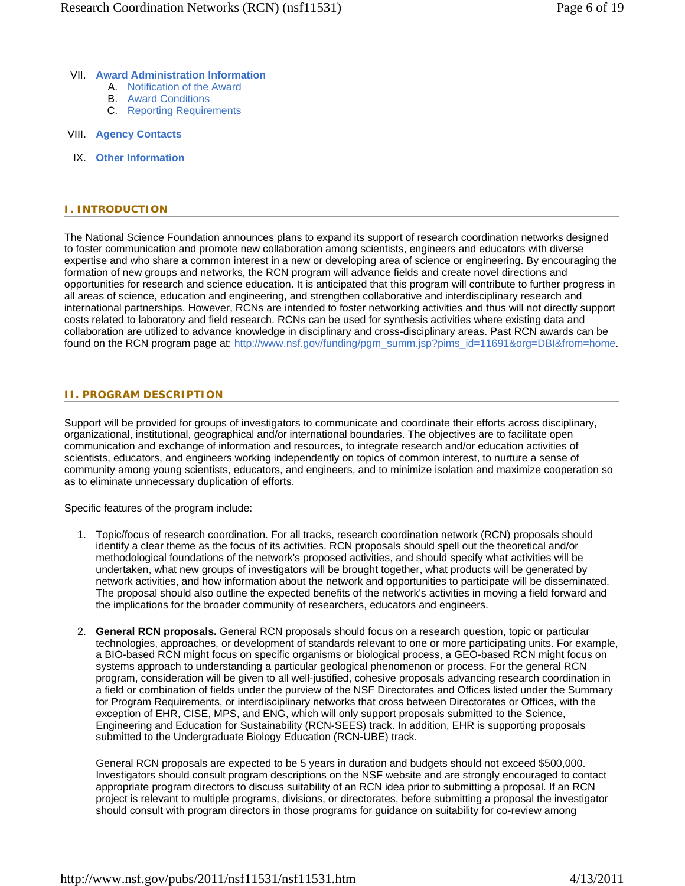VII. **Award Administration Information**
   A. Notification of the Award
   B. Award Conditions
   C. Reporting Requirements

VIII. **Agency Contacts**

IX. **Other Information**

## I. INTRODUCTION

The National Science Foundation announces plans to expand its support of research coordination networks designed to foster communication and promote new collaboration among scientists, engineers and educators with diverse expertise and who share a common interest in a new or developing area of science or engineering. By encouraging the formation of new groups and networks, the RCN program will advance fields and create novel directions and opportunities for research and science education. It is anticipated that this program will contribute to further progress in all areas of science, education and engineering, and strengthen collaborative and interdisciplinary research and international partnerships. However, RCNs are intended to foster networking activities and thus will not directly support costs related to laboratory and field research. RCNs can be used for synthesis activities where existing data and collaboration are utilized to advance knowledge in disciplinary and cross-disciplinary areas. Past RCN awards can be found on the RCN program page at: http://www.nsf.gov/funding/pgm_summ.jsp?pims_id=11691&org=DBI&from=home.

## II. PROGRAM DESCRIPTION

Support will be provided for groups of investigators to communicate and coordinate their efforts across disciplinary, organizational, institutional, geographical and/or international boundaries. The objectives are to facilitate open communication and exchange of information and resources, to integrate research and/or education activities of scientists, educators, and engineers working independently on topics of common interest, to nurture a sense of community among young scientists, educators, and engineers, and to minimize isolation and maximize cooperation so as to eliminate unnecessary duplication of efforts.

Specific features of the program include:

1. Topic/focus of research coordination. For all tracks, research coordination network (RCN) proposals should identify a clear theme as the focus of its activities. RCN proposals should spell out the theoretical and/or methodological foundations of the network's proposed activities, and should specify what activities will be undertaken, what new groups of investigators will be brought together, what products will be generated by network activities, and how information about the network and opportunities to participate will be disseminated. The proposal should also outline the expected benefits of the network's activities in moving a field forward and the implications for the broader community of researchers, educators and engineers.

2. **General RCN proposals.** General RCN proposals should focus on a research question, topic or particular technologies, approaches, or development of standards relevant to one or more participating units. For example, a BIO-based RCN might focus on specific organisms or biological process, a GEO-based RCN might focus on systems approach to understanding a particular geological phenomenon or process. For the general RCN program, consideration will be given to all well-justified, cohesive proposals advancing research coordination in a field or combination of fields under the purview of the NSF Directorates and Offices listed under the Summary for Program Requirements, or interdisciplinary networks that cross between Directorates or Offices, with the exception of EHR, CISE, MPS, and ENG, which will only support proposals submitted to the Science, Engineering and Education for Sustainability (RCN-SEES) track. In addition, EHR is supporting proposals submitted to the Undergraduate Biology Education (RCN-UBE) track.

   General RCN proposals are expected to be 5 years in duration and budgets should not exceed $500,000. Investigators should consult program descriptions on the NSF website and are strongly encouraged to contact appropriate program directors to discuss suitability of an RCN idea prior to submitting a proposal. If an RCN project is relevant to multiple programs, divisions, or directorates, before submitting a proposal the investigator should consult with program directors in those programs for guidance on suitability for co-review among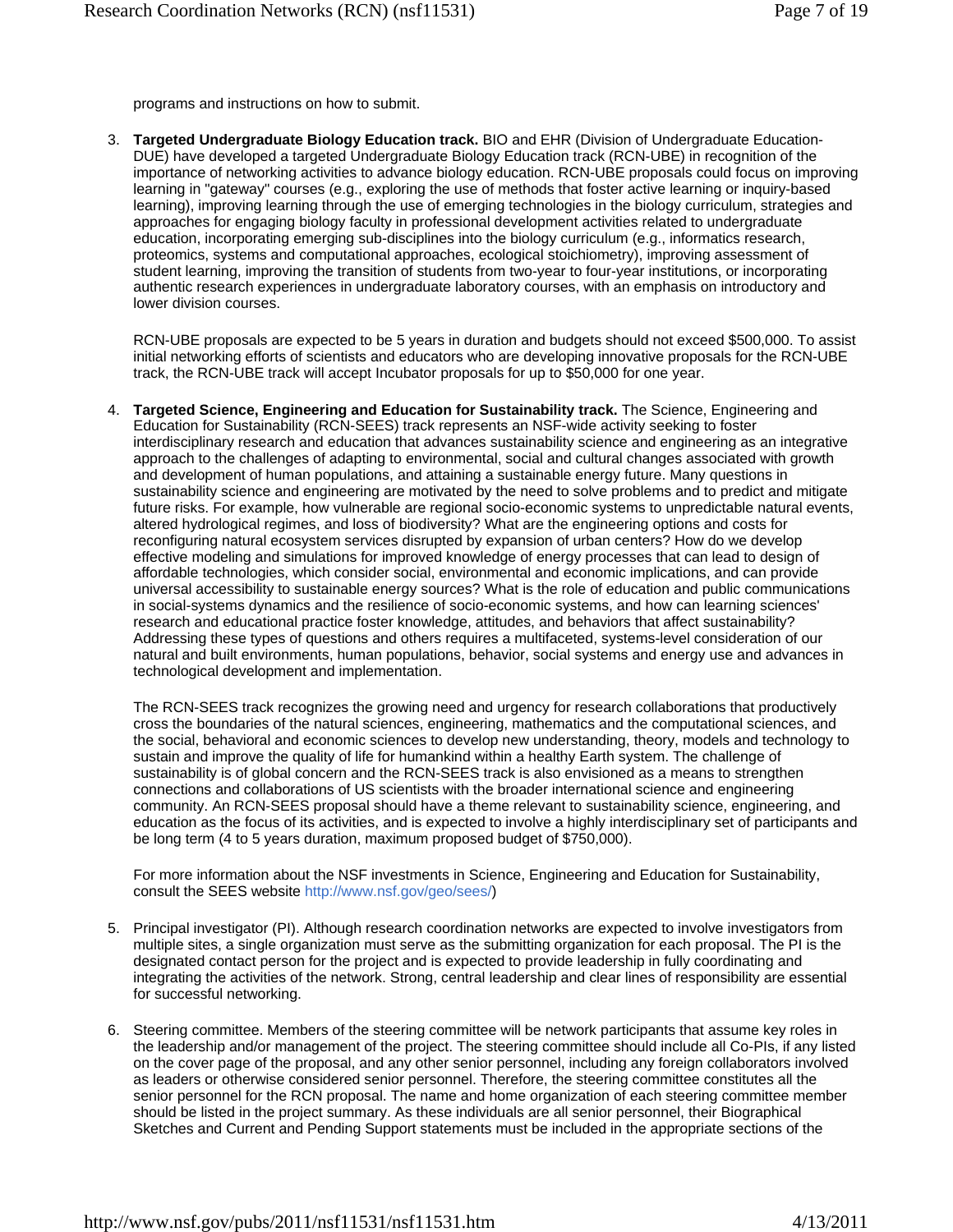programs and instructions on how to submit.

3. **Targeted Undergraduate Biology Education track.** BIO and EHR (Division of Undergraduate Education-DUE) have developed a targeted Undergraduate Biology Education track (RCN-UBE) in recognition of the importance of networking activities to advance biology education. RCN-UBE proposals could focus on improving learning in "gateway" courses (e.g., exploring the use of methods that foster active learning or inquiry-based learning), improving learning through the use of emerging technologies in the biology curriculum, strategies and approaches for engaging biology faculty in professional development activities related to undergraduate education, incorporating emerging sub-disciplines into the biology curriculum (e.g., informatics research, proteomics, systems and computational approaches, ecological stoichiometry), improving assessment of student learning, improving the transition of students from two-year to four-year institutions, or incorporating authentic research experiences in undergraduate laboratory courses, with an emphasis on introductory and lower division courses.

   RCN-UBE proposals are expected to be 5 years in duration and budgets should not exceed $500,000. To assist initial networking efforts of scientists and educators who are developing innovative proposals for the RCN-UBE track, the RCN-UBE track will accept Incubator proposals for up to $50,000 for one year.

4. **Targeted Science, Engineering and Education for Sustainability track.** The Science, Engineering and Education for Sustainability (RCN-SEES) track represents an NSF-wide activity seeking to foster interdisciplinary research and education that advances sustainability science and engineering as an integrative approach to the challenges of adapting to environmental, social and cultural changes associated with growth and development of human populations, and attaining a sustainable energy future. Many questions in sustainability science and engineering are motivated by the need to solve problems and to predict and mitigate future risks. For example, how vulnerable are regional socio-economic systems to unpredictable natural events, altered hydrological regimes, and loss of biodiversity? What are the engineering options and costs for reconfiguring natural ecosystem services disrupted by expansion of urban centers? How do we develop effective modeling and simulations for improved knowledge of energy processes that can lead to design of affordable technologies, which consider social, environmental and economic implications, and can provide universal accessibility to sustainable energy sources? What is the role of education and public communications in social-systems dynamics and the resilience of socio-economic systems, and how can learning sciences' research and educational practice foster knowledge, attitudes, and behaviors that affect sustainability? Addressing these types of questions and others requires a multifaceted, systems-level consideration of our natural and built environments, human populations, behavior, social systems and energy use and advances in technological development and implementation.

   The RCN-SEES track recognizes the growing need and urgency for research collaborations that productively cross the boundaries of the natural sciences, engineering, mathematics and the computational sciences, and the social, behavioral and economic sciences to develop new understanding, theory, models and technology to sustain and improve the quality of life for humankind within a healthy Earth system. The challenge of sustainability is of global concern and the RCN-SEES track is also envisioned as a means to strengthen connections and collaborations of US scientists with the broader international science and engineering community. An RCN-SEES proposal should have a theme relevant to sustainability science, engineering, and education as the focus of its activities, and is expected to involve a highly interdisciplinary set of participants and be long term (4 to 5 years duration, maximum proposed budget of $750,000).

   For more information about the NSF investments in Science, Engineering and Education for Sustainability, consult the SEES website http://www.nsf.gov/geo/sees/)

5. Principal investigator (PI). Although research coordination networks are expected to involve investigators from multiple sites, a single organization must serve as the submitting organization for each proposal. The PI is the designated contact person for the project and is expected to provide leadership in fully coordinating and integrating the activities of the network. Strong, central leadership and clear lines of responsibility are essential for successful networking.

6. Steering committee. Members of the steering committee will be network participants that assume key roles in the leadership and/or management of the project. The steering committee should include all Co-PIs, if any listed on the cover page of the proposal, and any other senior personnel, including any foreign collaborators involved as leaders or otherwise considered senior personnel. Therefore, the steering committee constitutes all the senior personnel for the RCN proposal. The name and home organization of each steering committee member should be listed in the project summary. As these individuals are all senior personnel, their Biographical Sketches and Current and Pending Support statements must be included in the appropriate sections of the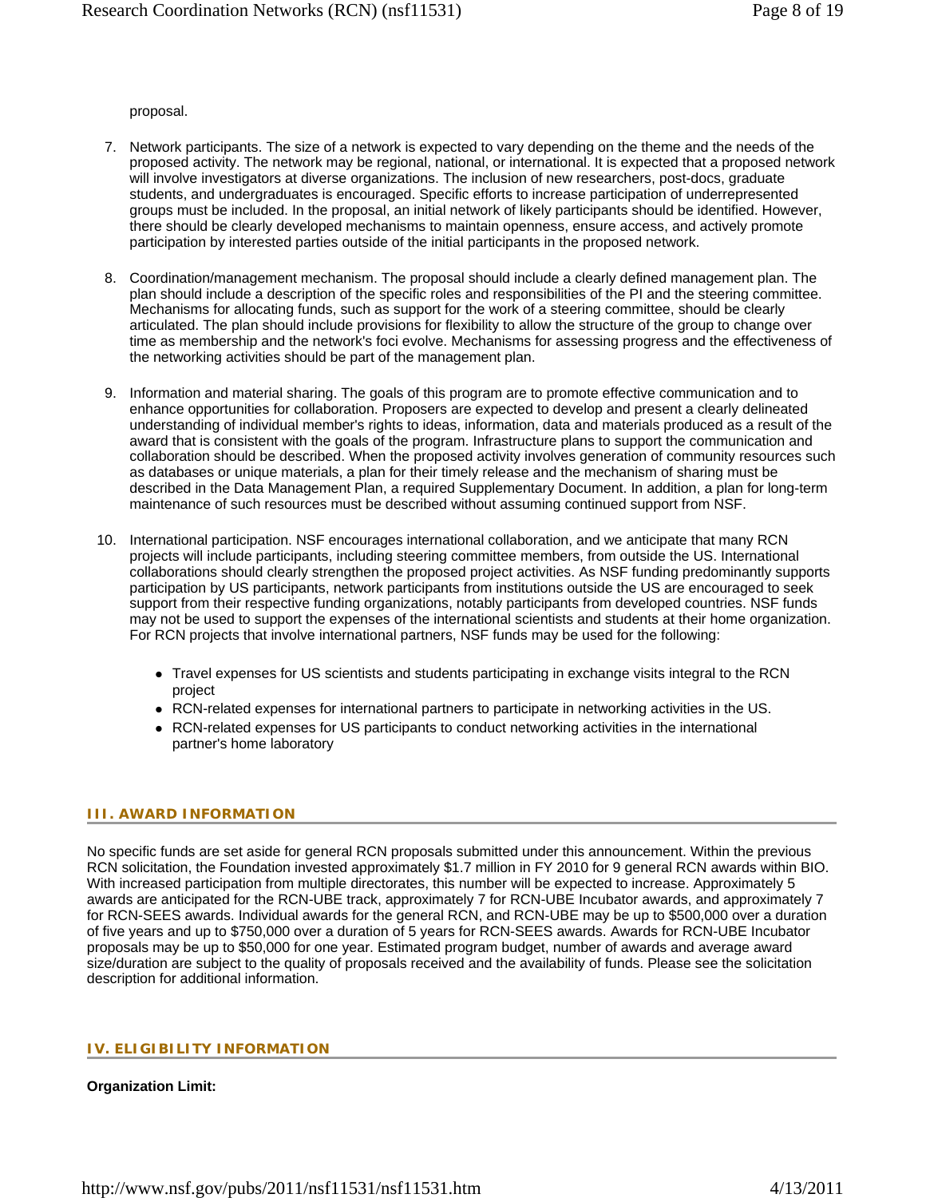proposal.

7. Network participants. The size of a network is expected to vary depending on the theme and the needs of the proposed activity. The network may be regional, national, or international. It is expected that a proposed network will involve investigators at diverse organizations. The inclusion of new researchers, post-docs, graduate students, and undergraduates is encouraged. Specific efforts to increase participation of underrepresented groups must be included. In the proposal, an initial network of likely participants should be identified. However, there should be clearly developed mechanisms to maintain openness, ensure access, and actively promote participation by interested parties outside of the initial participants in the proposed network.

8. Coordination/management mechanism. The proposal should include a clearly defined management plan. The plan should include a description of the specific roles and responsibilities of the PI and the steering committee. Mechanisms for allocating funds, such as support for the work of a steering committee, should be clearly articulated. The plan should include provisions for flexibility to allow the structure of the group to change over time as membership and the network's foci evolve. Mechanisms for assessing progress and the effectiveness of the networking activities should be part of the management plan.

9. Information and material sharing. The goals of this program are to promote effective communication and to enhance opportunities for collaboration. Proposers are expected to develop and present a clearly delineated understanding of individual member's rights to ideas, information, data and materials produced as a result of the award that is consistent with the goals of the program. Infrastructure plans to support the communication and collaboration should be described. When the proposed activity involves generation of community resources such as databases or unique materials, a plan for their timely release and the mechanism of sharing must be described in the Data Management Plan, a required Supplementary Document. In addition, a plan for long-term maintenance of such resources must be described without assuming continued support from NSF.

10. International participation. NSF encourages international collaboration, and we anticipate that many RCN projects will include participants, including steering committee members, from outside the US. International collaborations should clearly strengthen the proposed project activities. As NSF funding predominantly supports participation by US participants, network participants from institutions outside the US are encouraged to seek support from their respective funding organizations, notably participants from developed countries. NSF funds may not be used to support the expenses of the international scientists and students at their home organization. For RCN projects that involve international partners, NSF funds may be used for the following:

    - Travel expenses for US scientists and students participating in exchange visits integral to the RCN project
    - RCN-related expenses for international partners to participate in networking activities in the US.
    - RCN-related expenses for US participants to conduct networking activities in the international partner's home laboratory

## III. AWARD INFORMATION

No specific funds are set aside for general RCN proposals submitted under this announcement. Within the previous RCN solicitation, the Foundation invested approximately $1.7 million in FY 2010 for 9 general RCN awards within BIO. With increased participation from multiple directorates, this number will be expected to increase. Approximately 5 awards are anticipated for the RCN-UBE track, approximately 7 for RCN-UBE Incubator awards, and approximately 7 for RCN-SEES awards. Individual awards for the general RCN, and RCN-UBE may be up to $500,000 over a duration of five years and up to $750,000 over a duration of 5 years for RCN-SEES awards. Awards for RCN-UBE Incubator proposals may be up to $50,000 for one year. Estimated program budget, number of awards and average award size/duration are subject to the quality of proposals received and the availability of funds. Please see the solicitation description for additional information.

## IV. ELIGIBILITY INFORMATION

**Organization Limit:**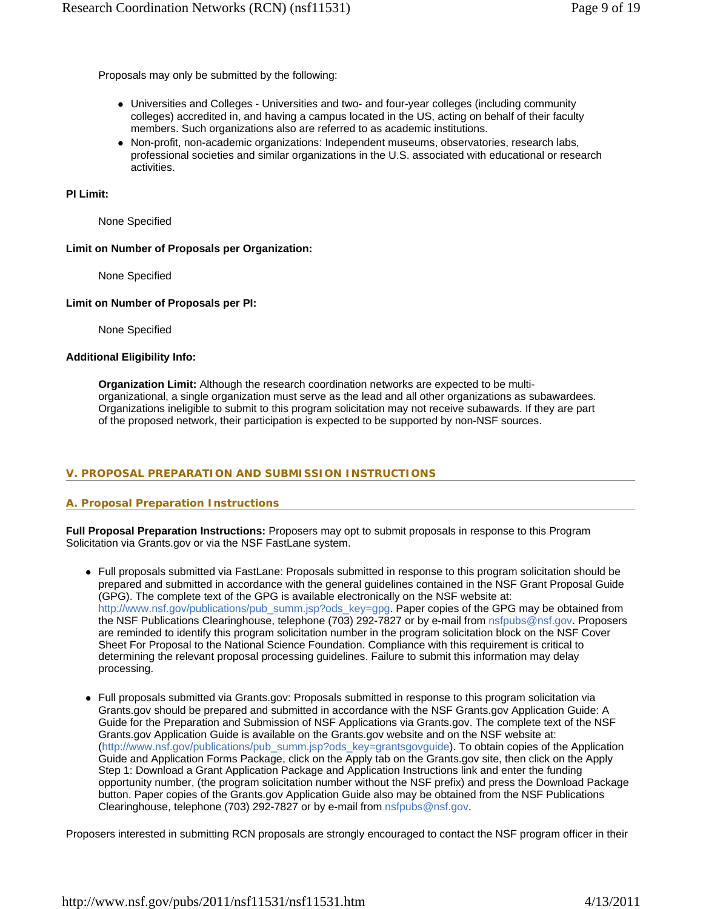Proposals may only be submitted by the following:

- Universities and Colleges - Universities and two- and four-year colleges (including community colleges) accredited in, and having a campus located in the US, acting on behalf of their faculty members. Such organizations also are referred to as academic institutions.
- Non-profit, non-academic organizations: Independent museums, observatories, research labs, professional societies and similar organizations in the U.S. associated with educational or research activities.

**PI Limit:**

None Specified

**Limit on Number of Proposals per Organization:**

None Specified

**Limit on Number of Proposals per PI:**

None Specified

**Additional Eligibility Info:**

**Organization Limit:** Although the research coordination networks are expected to be multi-organizational, a single organization must serve as the lead and all other organizations as subawardees. Organizations ineligible to submit to this program solicitation may not receive subawards. If they are part of the proposed network, their participation is expected to be supported by non-NSF sources.

## V. PROPOSAL PREPARATION AND SUBMISSION INSTRUCTIONS

### A. Proposal Preparation Instructions

**Full Proposal Preparation Instructions:** Proposers may opt to submit proposals in response to this Program Solicitation via Grants.gov or via the NSF FastLane system.

- Full proposals submitted via FastLane: Proposals submitted in response to this program solicitation should be prepared and submitted in accordance with the general guidelines contained in the NSF Grant Proposal Guide (GPG). The complete text of the GPG is available electronically on the NSF website at: http://www.nsf.gov/publications/pub_summ.jsp?ods_key=gpg. Paper copies of the GPG may be obtained from the NSF Publications Clearinghouse, telephone (703) 292-7827 or by e-mail from nsfpubs@nsf.gov. Proposers are reminded to identify this program solicitation number in the program solicitation block on the NSF Cover Sheet For Proposal to the National Science Foundation. Compliance with this requirement is critical to determining the relevant proposal processing guidelines. Failure to submit this information may delay processing.

- Full proposals submitted via Grants.gov: Proposals submitted in response to this program solicitation via Grants.gov should be prepared and submitted in accordance with the NSF Grants.gov Application Guide: A Guide for the Preparation and Submission of NSF Applications via Grants.gov. The complete text of the NSF Grants.gov Application Guide is available on the Grants.gov website and on the NSF website at: (http://www.nsf.gov/publications/pub_summ.jsp?ods_key=grantsgovguide). To obtain copies of the Application Guide and Application Forms Package, click on the Apply tab on the Grants.gov site, then click on the Apply Step 1: Download a Grant Application Package and Application Instructions link and enter the funding opportunity number, (the program solicitation number without the NSF prefix) and press the Download Package button. Paper copies of the Grants.gov Application Guide also may be obtained from the NSF Publications Clearinghouse, telephone (703) 292-7827 or by e-mail from nsfpubs@nsf.gov.

Proposers interested in submitting RCN proposals are strongly encouraged to contact the NSF program officer in their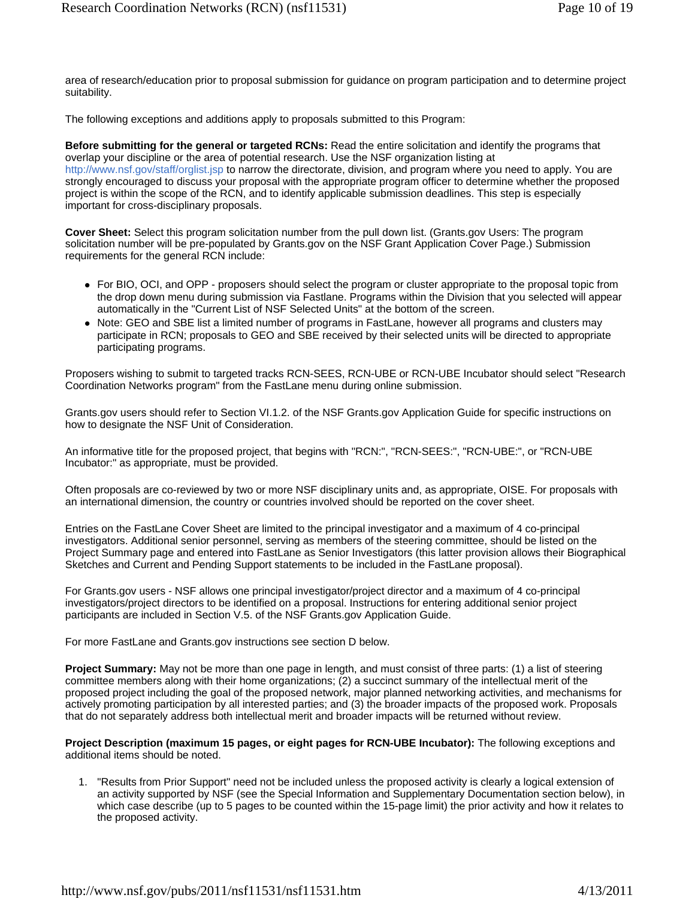area of research/education prior to proposal submission for guidance on program participation and to determine project suitability.

The following exceptions and additions apply to proposals submitted to this Program:

**Before submitting for the general or targeted RCNs:** Read the entire solicitation and identify the programs that overlap your discipline or the area of potential research. Use the NSF organization listing at http://www.nsf.gov/staff/orglist.jsp to narrow the directorate, division, and program where you need to apply. You are strongly encouraged to discuss your proposal with the appropriate program officer to determine whether the proposed project is within the scope of the RCN, and to identify applicable submission deadlines. This step is especially important for cross-disciplinary proposals.

**Cover Sheet:** Select this program solicitation number from the pull down list. (Grants.gov Users: The program solicitation number will be pre-populated by Grants.gov on the NSF Grant Application Cover Page.) Submission requirements for the general RCN include:

- For BIO, OCI, and OPP - proposers should select the program or cluster appropriate to the proposal topic from the drop down menu during submission via Fastlane. Programs within the Division that you selected will appear automatically in the "Current List of NSF Selected Units" at the bottom of the screen.
- Note: GEO and SBE list a limited number of programs in FastLane, however all programs and clusters may participate in RCN; proposals to GEO and SBE received by their selected units will be directed to appropriate participating programs.

Proposers wishing to submit to targeted tracks RCN-SEES, RCN-UBE or RCN-UBE Incubator should select "Research Coordination Networks program" from the FastLane menu during online submission.

Grants.gov users should refer to Section VI.1.2. of the NSF Grants.gov Application Guide for specific instructions on how to designate the NSF Unit of Consideration.

An informative title for the proposed project, that begins with "RCN:", "RCN-SEES:", "RCN-UBE:", or "RCN-UBE Incubator:" as appropriate, must be provided.

Often proposals are co-reviewed by two or more NSF disciplinary units and, as appropriate, OISE. For proposals with an international dimension, the country or countries involved should be reported on the cover sheet.

Entries on the FastLane Cover Sheet are limited to the principal investigator and a maximum of 4 co-principal investigators. Additional senior personnel, serving as members of the steering committee, should be listed on the Project Summary page and entered into FastLane as Senior Investigators (this latter provision allows their Biographical Sketches and Current and Pending Support statements to be included in the FastLane proposal).

For Grants.gov users - NSF allows one principal investigator/project director and a maximum of 4 co-principal investigators/project directors to be identified on a proposal. Instructions for entering additional senior project participants are included in Section V.5. of the NSF Grants.gov Application Guide.

For more FastLane and Grants.gov instructions see section D below.

**Project Summary:** May not be more than one page in length, and must consist of three parts: (1) a list of steering committee members along with their home organizations; (2) a succinct summary of the intellectual merit of the proposed project including the goal of the proposed network, major planned networking activities, and mechanisms for actively promoting participation by all interested parties; and (3) the broader impacts of the proposed work. Proposals that do not separately address both intellectual merit and broader impacts will be returned without review.

**Project Description (maximum 15 pages, or eight pages for RCN-UBE Incubator):** The following exceptions and additional items should be noted.

1. "Results from Prior Support" need not be included unless the proposed activity is clearly a logical extension of an activity supported by NSF (see the Special Information and Supplementary Documentation section below), in which case describe (up to 5 pages to be counted within the 15-page limit) the prior activity and how it relates to the proposed activity.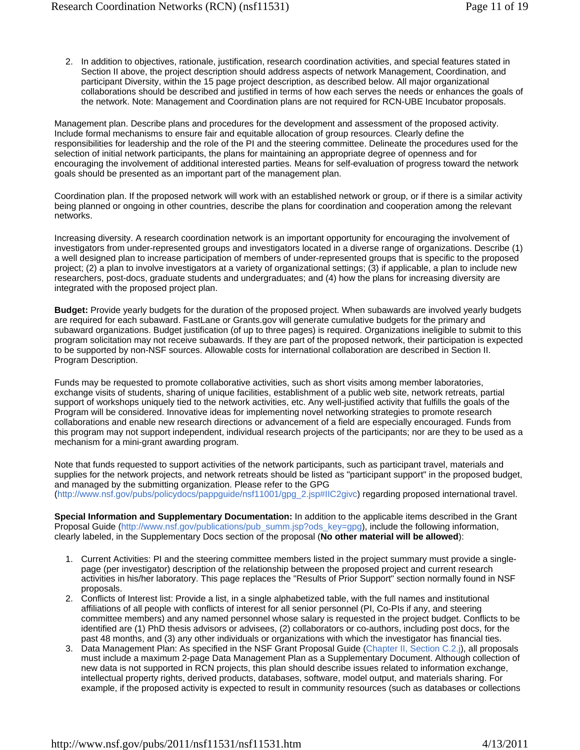2. In addition to objectives, rationale, justification, research coordination activities, and special features stated in Section II above, the project description should address aspects of network Management, Coordination, and participant Diversity, within the 15 page project description, as described below. All major organizational collaborations should be described and justified in terms of how each serves the needs or enhances the goals of the network. Note: Management and Coordination plans are not required for RCN-UBE Incubator proposals.

Management plan. Describe plans and procedures for the development and assessment of the proposed activity. Include formal mechanisms to ensure fair and equitable allocation of group resources. Clearly define the responsibilities for leadership and the role of the PI and the steering committee. Delineate the procedures used for the selection of initial network participants, the plans for maintaining an appropriate degree of openness and for encouraging the involvement of additional interested parties. Means for self-evaluation of progress toward the network goals should be presented as an important part of the management plan.

Coordination plan. If the proposed network will work with an established network or group, or if there is a similar activity being planned or ongoing in other countries, describe the plans for coordination and cooperation among the relevant networks.

Increasing diversity. A research coordination network is an important opportunity for encouraging the involvement of investigators from under-represented groups and investigators located in a diverse range of organizations. Describe (1) a well designed plan to increase participation of members of under-represented groups that is specific to the proposed project; (2) a plan to involve investigators at a variety of organizational settings; (3) if applicable, a plan to include new researchers, post-docs, graduate students and undergraduates; and (4) how the plans for increasing diversity are integrated with the proposed project plan.

**Budget:** Provide yearly budgets for the duration of the proposed project. When subawards are involved yearly budgets are required for each subaward. FastLane or Grants.gov will generate cumulative budgets for the primary and subaward organizations. Budget justification (of up to three pages) is required. Organizations ineligible to submit to this program solicitation may not receive subawards. If they are part of the proposed network, their participation is expected to be supported by non-NSF sources. Allowable costs for international collaboration are described in Section II. Program Description.

Funds may be requested to promote collaborative activities, such as short visits among member laboratories, exchange visits of students, sharing of unique facilities, establishment of a public web site, network retreats, partial support of workshops uniquely tied to the network activities, etc. Any well-justified activity that fulfills the goals of the Program will be considered. Innovative ideas for implementing novel networking strategies to promote research collaborations and enable new research directions or advancement of a field are especially encouraged. Funds from this program may not support independent, individual research projects of the participants; nor are they to be used as a mechanism for a mini-grant awarding program.

Note that funds requested to support activities of the network participants, such as participant travel, materials and supplies for the network projects, and network retreats should be listed as "participant support" in the proposed budget, and managed by the submitting organization. Please refer to the GPG (http://www.nsf.gov/pubs/policydocs/pappguide/nsf11001/gpg_2.jsp#IIC2givc) regarding proposed international travel.

**Special Information and Supplementary Documentation:** In addition to the applicable items described in the Grant Proposal Guide (http://www.nsf.gov/publications/pub_summ.jsp?ods_key=gpg), include the following information, clearly labeled, in the Supplementary Docs section of the proposal (**No other material will be allowed**):

1. Current Activities: PI and the steering committee members listed in the project summary must provide a single-page (per investigator) description of the relationship between the proposed project and current research activities in his/her laboratory. This page replaces the "Results of Prior Support" section normally found in NSF proposals.
2. Conflicts of Interest list: Provide a list, in a single alphabetized table, with the full names and institutional affiliations of all people with conflicts of interest for all senior personnel (PI, Co-PIs if any, and steering committee members) and any named personnel whose salary is requested in the project budget. Conflicts to be identified are (1) PhD thesis advisors or advisees, (2) collaborators or co-authors, including post docs, for the past 48 months, and (3) any other individuals or organizations with which the investigator has financial ties.
3. Data Management Plan: As specified in the NSF Grant Proposal Guide (Chapter II, Section C.2.j), all proposals must include a maximum 2-page Data Management Plan as a Supplementary Document. Although collection of new data is not supported in RCN projects, this plan should describe issues related to information exchange, intellectual property rights, derived products, databases, software, model output, and materials sharing. For example, if the proposed activity is expected to result in community resources (such as databases or collections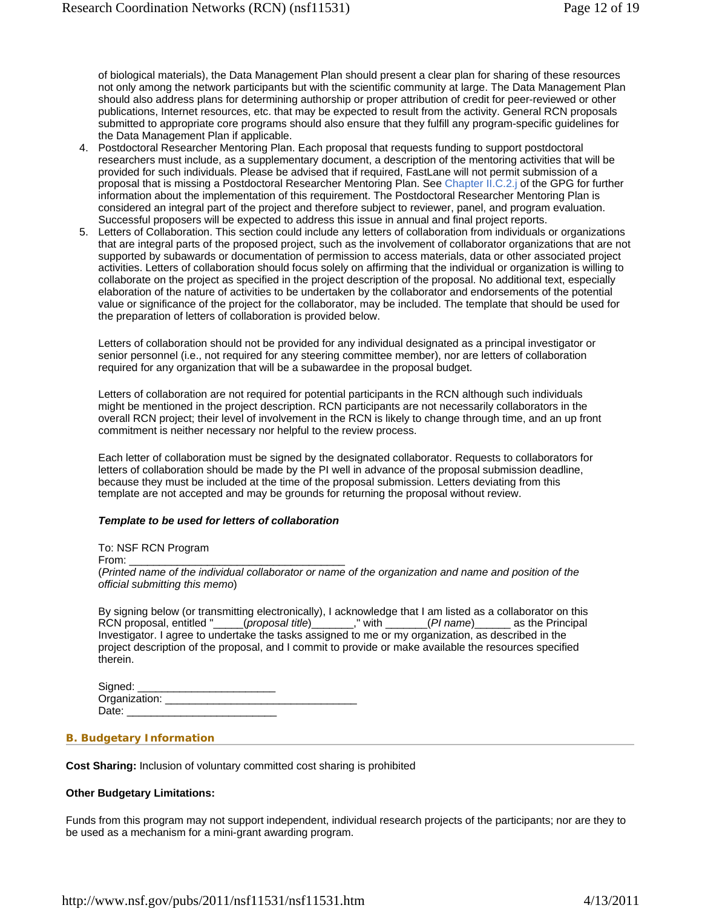of biological materials), the Data Management Plan should present a clear plan for sharing of these resources not only among the network participants but with the scientific community at large. The Data Management Plan should also address plans for determining authorship or proper attribution of credit for peer-reviewed or other publications, Internet resources, etc. that may be expected to result from the activity. General RCN proposals submitted to appropriate core programs should also ensure that they fulfill any program-specific guidelines for the Data Management Plan if applicable.

4. Postdoctoral Researcher Mentoring Plan. Each proposal that requests funding to support postdoctoral researchers must include, as a supplementary document, a description of the mentoring activities that will be provided for such individuals. Please be advised that if required, FastLane will not permit submission of a proposal that is missing a Postdoctoral Researcher Mentoring Plan. See Chapter II.C.2.j of the GPG for further information about the implementation of this requirement. The Postdoctoral Researcher Mentoring Plan is considered an integral part of the project and therefore subject to reviewer, panel, and program evaluation. Successful proposers will be expected to address this issue in annual and final project reports.
5. Letters of Collaboration. This section could include any letters of collaboration from individuals or organizations that are integral parts of the proposed project, such as the involvement of collaborator organizations that are not supported by subawards or documentation of permission to access materials, data or other associated project activities. Letters of collaboration should focus solely on affirming that the individual or organization is willing to collaborate on the project as specified in the project description of the proposal. No additional text, especially elaboration of the nature of activities to be undertaken by the collaborator and endorsements of the potential value or significance of the project for the collaborator, may be included. The template that should be used for the preparation of letters of collaboration is provided below.

   Letters of collaboration should not be provided for any individual designated as a principal investigator or senior personnel (i.e., not required for any steering committee member), nor are letters of collaboration required for any organization that will be a subawardee in the proposal budget.

   Letters of collaboration are not required for potential participants in the RCN although such individuals might be mentioned in the project description. RCN participants are not necessarily collaborators in the overall RCN project; their level of involvement in the RCN is likely to change through time, and an up front commitment is neither necessary nor helpful to the review process.

   Each letter of collaboration must be signed by the designated collaborator. Requests to collaborators for letters of collaboration should be made by the PI well in advance of the proposal submission deadline, because they must be included at the time of the proposal submission. Letters deviating from this template are not accepted and may be grounds for returning the proposal without review.

   ***Template to be used for letters of collaboration***

   To: NSF RCN Program
   From: ___________________________________
   (*Printed name of the individual collaborator or name of the organization and name and position of the official submitting this memo*)

   By signing below (or transmitting electronically), I acknowledge that I am listed as a collaborator on this RCN proposal, entitled "_____(*proposal title*)_______," with _______(*PI name*)______ as the Principal Investigator. I agree to undertake the tasks assigned to me or my organization, as described in the project description of the proposal, and I commit to provide or make available the resources specified therein.

   Signed: ______________________
   Organization: _______________________________
   Date: ________________________

## B. Budgetary Information

**Cost Sharing:** Inclusion of voluntary committed cost sharing is prohibited

**Other Budgetary Limitations:**

Funds from this program may not support independent, individual research projects of the participants; nor are they to be used as a mechanism for a mini-grant awarding program.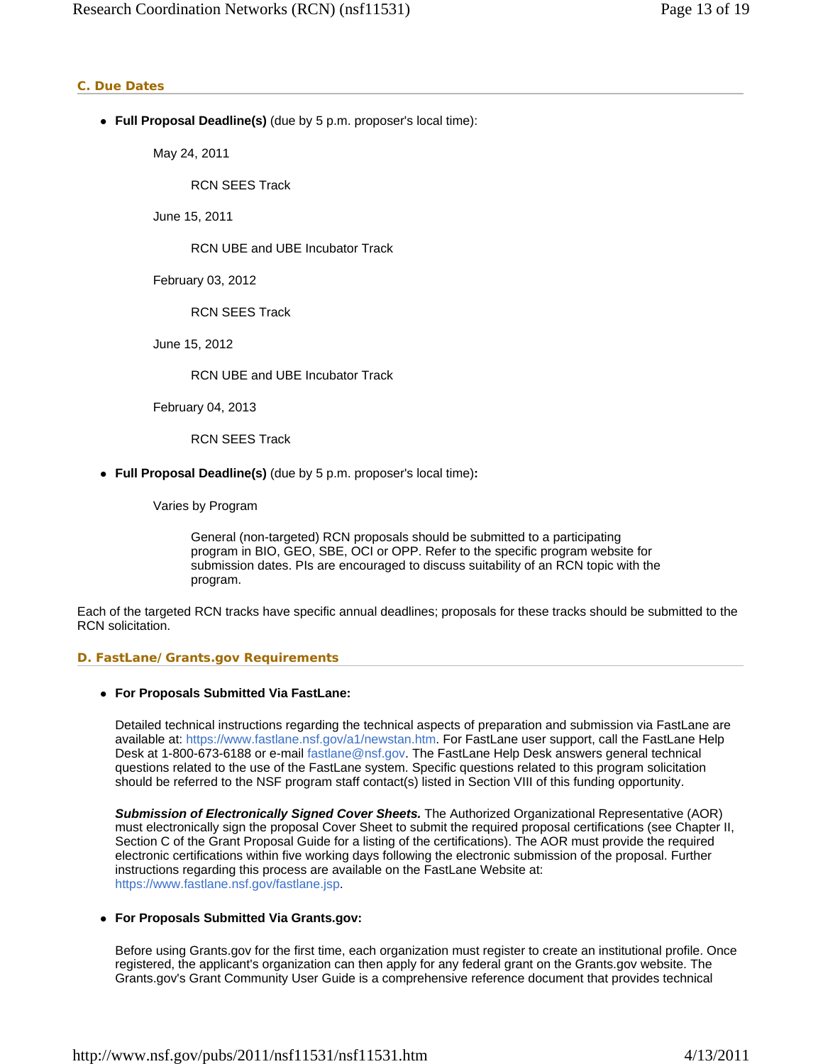### C. Due Dates

- **Full Proposal Deadline(s)** (due by 5 p.m. proposer's local time):

  May 24, 2011

  RCN SEES Track

  June 15, 2011

  RCN UBE and UBE Incubator Track

  February 03, 2012

  RCN SEES Track

  June 15, 2012

  RCN UBE and UBE Incubator Track

  February 04, 2013

  RCN SEES Track

- **Full Proposal Deadline(s)** (due by 5 p.m. proposer's local time)**:**

  Varies by Program

  General (non-targeted) RCN proposals should be submitted to a participating program in BIO, GEO, SBE, OCI or OPP. Refer to the specific program website for submission dates. PIs are encouraged to discuss suitability of an RCN topic with the program.

Each of the targeted RCN tracks have specific annual deadlines; proposals for these tracks should be submitted to the RCN solicitation.

### D. FastLane/Grants.gov Requirements

- **For Proposals Submitted Via FastLane:**

  Detailed technical instructions regarding the technical aspects of preparation and submission via FastLane are available at: https://www.fastlane.nsf.gov/a1/newstan.htm. For FastLane user support, call the FastLane Help Desk at 1-800-673-6188 or e-mail fastlane@nsf.gov. The FastLane Help Desk answers general technical questions related to the use of the FastLane system. Specific questions related to this program solicitation should be referred to the NSF program staff contact(s) listed in Section VIII of this funding opportunity.

  ***Submission of Electronically Signed Cover Sheets.*** The Authorized Organizational Representative (AOR) must electronically sign the proposal Cover Sheet to submit the required proposal certifications (see Chapter II, Section C of the Grant Proposal Guide for a listing of the certifications). The AOR must provide the required electronic certifications within five working days following the electronic submission of the proposal. Further instructions regarding this process are available on the FastLane Website at: https://www.fastlane.nsf.gov/fastlane.jsp.

- **For Proposals Submitted Via Grants.gov:**

  Before using Grants.gov for the first time, each organization must register to create an institutional profile. Once registered, the applicant's organization can then apply for any federal grant on the Grants.gov website. The Grants.gov's Grant Community User Guide is a comprehensive reference document that provides technical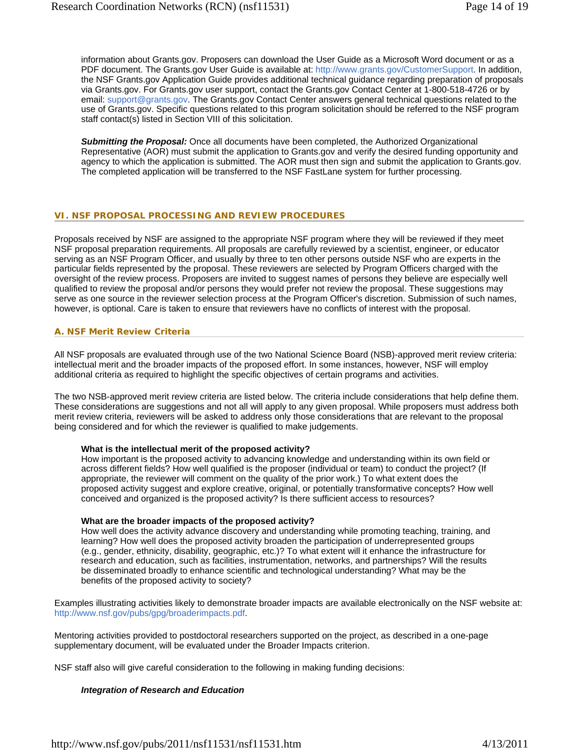information about Grants.gov. Proposers can download the User Guide as a Microsoft Word document or as a PDF document. The Grants.gov User Guide is available at: http://www.grants.gov/CustomerSupport. In addition, the NSF Grants.gov Application Guide provides additional technical guidance regarding preparation of proposals via Grants.gov. For Grants.gov user support, contact the Grants.gov Contact Center at 1-800-518-4726 or by email: support@grants.gov. The Grants.gov Contact Center answers general technical questions related to the use of Grants.gov. Specific questions related to this program solicitation should be referred to the NSF program staff contact(s) listed in Section VIII of this solicitation.

***Submitting the Proposal:*** Once all documents have been completed, the Authorized Organizational Representative (AOR) must submit the application to Grants.gov and verify the desired funding opportunity and agency to which the application is submitted. The AOR must then sign and submit the application to Grants.gov. The completed application will be transferred to the NSF FastLane system for further processing.

## VI. NSF PROPOSAL PROCESSING AND REVIEW PROCEDURES

Proposals received by NSF are assigned to the appropriate NSF program where they will be reviewed if they meet NSF proposal preparation requirements. All proposals are carefully reviewed by a scientist, engineer, or educator serving as an NSF Program Officer, and usually by three to ten other persons outside NSF who are experts in the particular fields represented by the proposal. These reviewers are selected by Program Officers charged with the oversight of the review process. Proposers are invited to suggest names of persons they believe are especially well qualified to review the proposal and/or persons they would prefer not review the proposal. These suggestions may serve as one source in the reviewer selection process at the Program Officer's discretion. Submission of such names, however, is optional. Care is taken to ensure that reviewers have no conflicts of interest with the proposal.

### A. NSF Merit Review Criteria

All NSF proposals are evaluated through use of the two National Science Board (NSB)-approved merit review criteria: intellectual merit and the broader impacts of the proposed effort. In some instances, however, NSF will employ additional criteria as required to highlight the specific objectives of certain programs and activities.

The two NSB-approved merit review criteria are listed below. The criteria include considerations that help define them. These considerations are suggestions and not all will apply to any given proposal. While proposers must address both merit review criteria, reviewers will be asked to address only those considerations that are relevant to the proposal being considered and for which the reviewer is qualified to make judgements.

**What is the intellectual merit of the proposed activity?**
How important is the proposed activity to advancing knowledge and understanding within its own field or across different fields? How well qualified is the proposer (individual or team) to conduct the project? (If appropriate, the reviewer will comment on the quality of the prior work.) To what extent does the proposed activity suggest and explore creative, original, or potentially transformative concepts? How well conceived and organized is the proposed activity? Is there sufficient access to resources?

**What are the broader impacts of the proposed activity?**
How well does the activity advance discovery and understanding while promoting teaching, training, and learning? How well does the proposed activity broaden the participation of underrepresented groups (e.g., gender, ethnicity, disability, geographic, etc.)? To what extent will it enhance the infrastructure for research and education, such as facilities, instrumentation, networks, and partnerships? Will the results be disseminated broadly to enhance scientific and technological understanding? What may be the benefits of the proposed activity to society?

Examples illustrating activities likely to demonstrate broader impacts are available electronically on the NSF website at: http://www.nsf.gov/pubs/gpg/broaderimpacts.pdf.

Mentoring activities provided to postdoctoral researchers supported on the project, as described in a one-page supplementary document, will be evaluated under the Broader Impacts criterion.

NSF staff also will give careful consideration to the following in making funding decisions:

***Integration of Research and Education***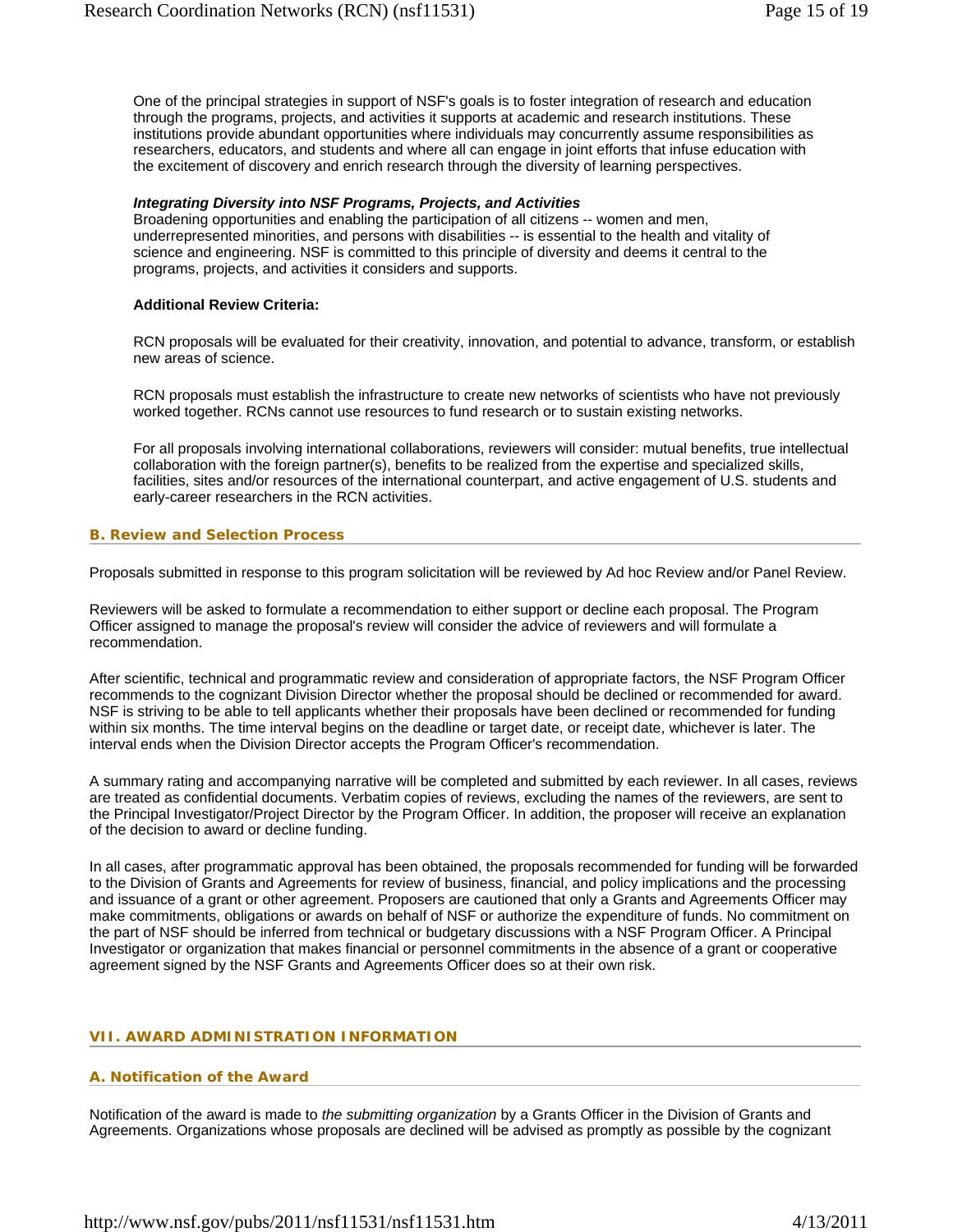One of the principal strategies in support of NSF's goals is to foster integration of research and education through the programs, projects, and activities it supports at academic and research institutions. These institutions provide abundant opportunities where individuals may concurrently assume responsibilities as researchers, educators, and students and where all can engage in joint efforts that infuse education with the excitement of discovery and enrich research through the diversity of learning perspectives.

***Integrating Diversity into NSF Programs, Projects, and Activities***
Broadening opportunities and enabling the participation of all citizens -- women and men, underrepresented minorities, and persons with disabilities -- is essential to the health and vitality of science and engineering. NSF is committed to this principle of diversity and deems it central to the programs, projects, and activities it considers and supports.

**Additional Review Criteria:**

RCN proposals will be evaluated for their creativity, innovation, and potential to advance, transform, or establish new areas of science.

RCN proposals must establish the infrastructure to create new networks of scientists who have not previously worked together. RCNs cannot use resources to fund research or to sustain existing networks.

For all proposals involving international collaborations, reviewers will consider: mutual benefits, true intellectual collaboration with the foreign partner(s), benefits to be realized from the expertise and specialized skills, facilities, sites and/or resources of the international counterpart, and active engagement of U.S. students and early-career researchers in the RCN activities.

### B. Review and Selection Process

Proposals submitted in response to this program solicitation will be reviewed by Ad hoc Review and/or Panel Review.

Reviewers will be asked to formulate a recommendation to either support or decline each proposal. The Program Officer assigned to manage the proposal's review will consider the advice of reviewers and will formulate a recommendation.

After scientific, technical and programmatic review and consideration of appropriate factors, the NSF Program Officer recommends to the cognizant Division Director whether the proposal should be declined or recommended for award. NSF is striving to be able to tell applicants whether their proposals have been declined or recommended for funding within six months. The time interval begins on the deadline or target date, or receipt date, whichever is later. The interval ends when the Division Director accepts the Program Officer's recommendation.

A summary rating and accompanying narrative will be completed and submitted by each reviewer. In all cases, reviews are treated as confidential documents. Verbatim copies of reviews, excluding the names of the reviewers, are sent to the Principal Investigator/Project Director by the Program Officer. In addition, the proposer will receive an explanation of the decision to award or decline funding.

In all cases, after programmatic approval has been obtained, the proposals recommended for funding will be forwarded to the Division of Grants and Agreements for review of business, financial, and policy implications and the processing and issuance of a grant or other agreement. Proposers are cautioned that only a Grants and Agreements Officer may make commitments, obligations or awards on behalf of NSF or authorize the expenditure of funds. No commitment on the part of NSF should be inferred from technical or budgetary discussions with a NSF Program Officer. A Principal Investigator or organization that makes financial or personnel commitments in the absence of a grant or cooperative agreement signed by the NSF Grants and Agreements Officer does so at their own risk.

## VII. AWARD ADMINISTRATION INFORMATION

### A. Notification of the Award

Notification of the award is made to *the submitting organization* by a Grants Officer in the Division of Grants and Agreements. Organizations whose proposals are declined will be advised as promptly as possible by the cognizant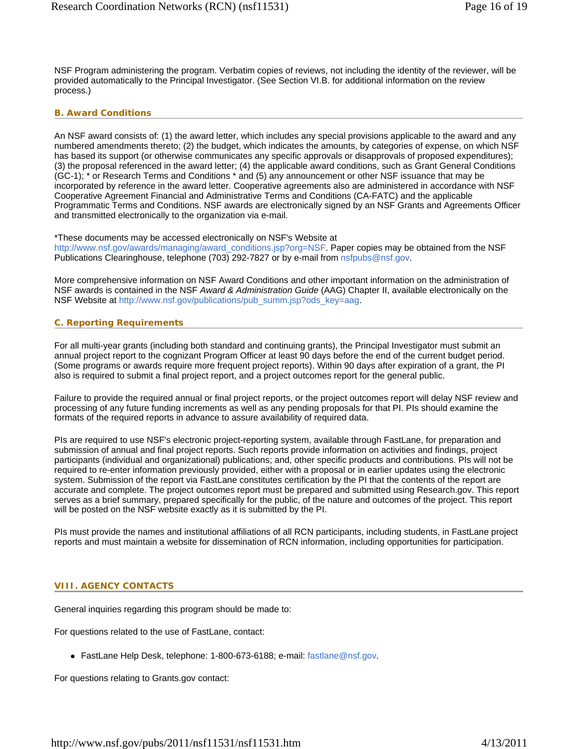NSF Program administering the program. Verbatim copies of reviews, not including the identity of the reviewer, will be provided automatically to the Principal Investigator. (See Section VI.B. for additional information on the review process.)

### B. Award Conditions

An NSF award consists of: (1) the award letter, which includes any special provisions applicable to the award and any numbered amendments thereto; (2) the budget, which indicates the amounts, by categories of expense, on which NSF has based its support (or otherwise communicates any specific approvals or disapprovals of proposed expenditures); (3) the proposal referenced in the award letter; (4) the applicable award conditions, such as Grant General Conditions (GC-1); * or Research Terms and Conditions * and (5) any announcement or other NSF issuance that may be incorporated by reference in the award letter. Cooperative agreements also are administered in accordance with NSF Cooperative Agreement Financial and Administrative Terms and Conditions (CA-FATC) and the applicable Programmatic Terms and Conditions. NSF awards are electronically signed by an NSF Grants and Agreements Officer and transmitted electronically to the organization via e-mail.

*These documents may be accessed electronically on NSF's Website at http://www.nsf.gov/awards/managing/award_conditions.jsp?org=NSF. Paper copies may be obtained from the NSF Publications Clearinghouse, telephone (703) 292-7827 or by e-mail from nsfpubs@nsf.gov.

More comprehensive information on NSF Award Conditions and other important information on the administration of NSF awards is contained in the NSF *Award & Administration Guide* (AAG) Chapter II, available electronically on the NSF Website at http://www.nsf.gov/publications/pub_summ.jsp?ods_key=aag.

### C. Reporting Requirements

For all multi-year grants (including both standard and continuing grants), the Principal Investigator must submit an annual project report to the cognizant Program Officer at least 90 days before the end of the current budget period. (Some programs or awards require more frequent project reports). Within 90 days after expiration of a grant, the PI also is required to submit a final project report, and a project outcomes report for the general public.

Failure to provide the required annual or final project reports, or the project outcomes report will delay NSF review and processing of any future funding increments as well as any pending proposals for that PI. PIs should examine the formats of the required reports in advance to assure availability of required data.

PIs are required to use NSF's electronic project-reporting system, available through FastLane, for preparation and submission of annual and final project reports. Such reports provide information on activities and findings, project participants (individual and organizational) publications; and, other specific products and contributions. PIs will not be required to re-enter information previously provided, either with a proposal or in earlier updates using the electronic system. Submission of the report via FastLane constitutes certification by the PI that the contents of the report are accurate and complete. The project outcomes report must be prepared and submitted using Research.gov. This report serves as a brief summary, prepared specifically for the public, of the nature and outcomes of the project. This report will be posted on the NSF website exactly as it is submitted by the PI.

PIs must provide the names and institutional affiliations of all RCN participants, including students, in FastLane project reports and must maintain a website for dissemination of RCN information, including opportunities for participation.

## VIII. AGENCY CONTACTS

General inquiries regarding this program should be made to:

For questions related to the use of FastLane, contact:

- FastLane Help Desk, telephone: 1-800-673-6188; e-mail: fastlane@nsf.gov.

For questions relating to Grants.gov contact: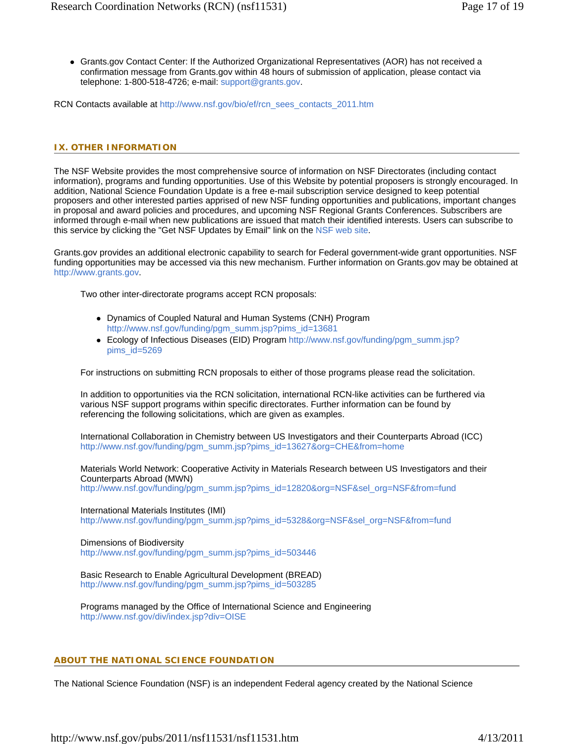- Grants.gov Contact Center: If the Authorized Organizational Representatives (AOR) has not received a confirmation message from Grants.gov within 48 hours of submission of application, please contact via telephone: 1-800-518-4726; e-mail: support@grants.gov.

RCN Contacts available at http://www.nsf.gov/bio/ef/rcn_sees_contacts_2011.htm

## IX. OTHER INFORMATION

The NSF Website provides the most comprehensive source of information on NSF Directorates (including contact information), programs and funding opportunities. Use of this Website by potential proposers is strongly encouraged. In addition, National Science Foundation Update is a free e-mail subscription service designed to keep potential proposers and other interested parties apprised of new NSF funding opportunities and publications, important changes in proposal and award policies and procedures, and upcoming NSF Regional Grants Conferences. Subscribers are informed through e-mail when new publications are issued that match their identified interests. Users can subscribe to this service by clicking the "Get NSF Updates by Email" link on the NSF web site.

Grants.gov provides an additional electronic capability to search for Federal government-wide grant opportunities. NSF funding opportunities may be accessed via this new mechanism. Further information on Grants.gov may be obtained at http://www.grants.gov.

Two other inter-directorate programs accept RCN proposals:

- Dynamics of Coupled Natural and Human Systems (CNH) Program http://www.nsf.gov/funding/pgm_summ.jsp?pims_id=13681
- Ecology of Infectious Diseases (EID) Program http://www.nsf.gov/funding/pgm_summ.jsp?pims_id=5269

For instructions on submitting RCN proposals to either of those programs please read the solicitation.

In addition to opportunities via the RCN solicitation, international RCN-like activities can be furthered via various NSF support programs within specific directorates. Further information can be found by referencing the following solicitations, which are given as examples.

International Collaboration in Chemistry between US Investigators and their Counterparts Abroad (ICC)
http://www.nsf.gov/funding/pgm_summ.jsp?pims_id=13627&org=CHE&from=home

Materials World Network: Cooperative Activity in Materials Research between US Investigators and their Counterparts Abroad (MWN)
http://www.nsf.gov/funding/pgm_summ.jsp?pims_id=12820&org=NSF&sel_org=NSF&from=fund

International Materials Institutes (IMI)
http://www.nsf.gov/funding/pgm_summ.jsp?pims_id=5328&org=NSF&sel_org=NSF&from=fund

Dimensions of Biodiversity
http://www.nsf.gov/funding/pgm_summ.jsp?pims_id=503446

Basic Research to Enable Agricultural Development (BREAD)
http://www.nsf.gov/funding/pgm_summ.jsp?pims_id=503285

Programs managed by the Office of International Science and Engineering
http://www.nsf.gov/div/index.jsp?div=OISE

## ABOUT THE NATIONAL SCIENCE FOUNDATION

The National Science Foundation (NSF) is an independent Federal agency created by the National Science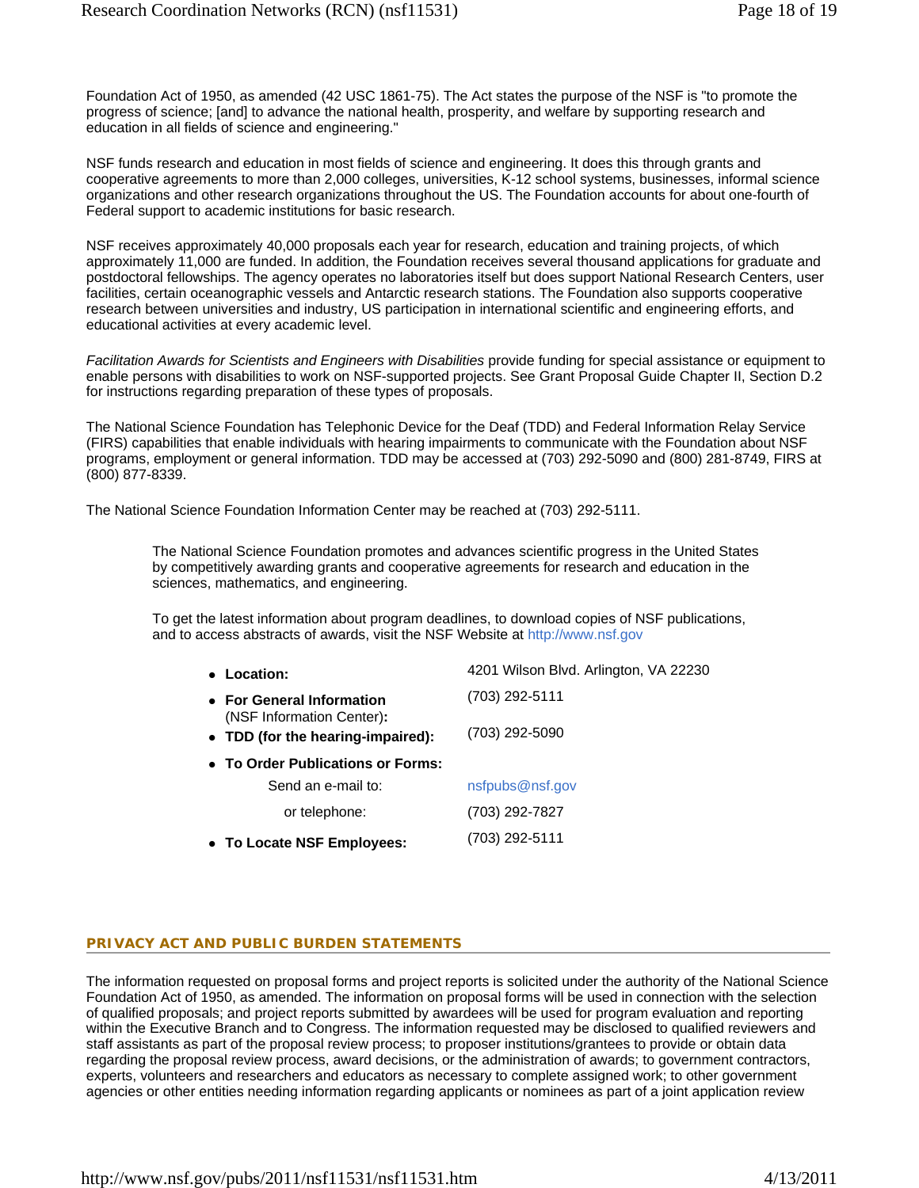Foundation Act of 1950, as amended (42 USC 1861-75). The Act states the purpose of the NSF is "to promote the progress of science; [and] to advance the national health, prosperity, and welfare by supporting research and education in all fields of science and engineering."

NSF funds research and education in most fields of science and engineering. It does this through grants and cooperative agreements to more than 2,000 colleges, universities, K-12 school systems, businesses, informal science organizations and other research organizations throughout the US. The Foundation accounts for about one-fourth of Federal support to academic institutions for basic research.

NSF receives approximately 40,000 proposals each year for research, education and training projects, of which approximately 11,000 are funded. In addition, the Foundation receives several thousand applications for graduate and postdoctoral fellowships. The agency operates no laboratories itself but does support National Research Centers, user facilities, certain oceanographic vessels and Antarctic research stations. The Foundation also supports cooperative research between universities and industry, US participation in international scientific and engineering efforts, and educational activities at every academic level.

*Facilitation Awards for Scientists and Engineers with Disabilities* provide funding for special assistance or equipment to enable persons with disabilities to work on NSF-supported projects. See Grant Proposal Guide Chapter II, Section D.2 for instructions regarding preparation of these types of proposals.

The National Science Foundation has Telephonic Device for the Deaf (TDD) and Federal Information Relay Service (FIRS) capabilities that enable individuals with hearing impairments to communicate with the Foundation about NSF programs, employment or general information. TDD may be accessed at (703) 292-5090 and (800) 281-8749, FIRS at (800) 877-8339.

The National Science Foundation Information Center may be reached at (703) 292-5111.

> The National Science Foundation promotes and advances scientific progress in the United States by competitively awarding grants and cooperative agreements for research and education in the sciences, mathematics, and engineering.
>
> To get the latest information about program deadlines, to download copies of NSF publications, and to access abstracts of awards, visit the NSF Website at http://www.nsf.gov

- **Location:** 4201 Wilson Blvd. Arlington, VA 22230
- **For General Information** (NSF Information Center)**:** (703) 292-5111
- **TDD (for the hearing-impaired):** (703) 292-5090
- **To Order Publications or Forms:**
  - Send an e-mail to: nsfpubs@nsf.gov
  - or telephone: (703) 292-7827
- **To Locate NSF Employees:** (703) 292-5111

## PRIVACY ACT AND PUBLIC BURDEN STATEMENTS

The information requested on proposal forms and project reports is solicited under the authority of the National Science Foundation Act of 1950, as amended. The information on proposal forms will be used in connection with the selection of qualified proposals; and project reports submitted by awardees will be used for program evaluation and reporting within the Executive Branch and to Congress. The information requested may be disclosed to qualified reviewers and staff assistants as part of the proposal review process; to proposer institutions/grantees to provide or obtain data regarding the proposal review process, award decisions, or the administration of awards; to government contractors, experts, volunteers and researchers and educators as necessary to complete assigned work; to other government agencies or other entities needing information regarding applicants or nominees as part of a joint application review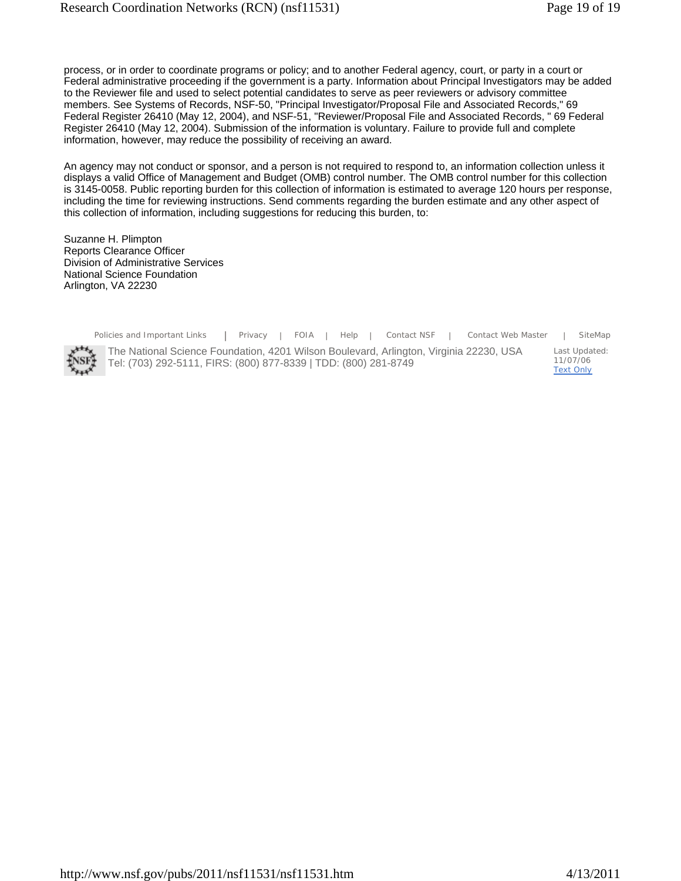process, or in order to coordinate programs or policy; and to another Federal agency, court, or party in a court or Federal administrative proceeding if the government is a party. Information about Principal Investigators may be added to the Reviewer file and used to select potential candidates to serve as peer reviewers or advisory committee members. See Systems of Records, NSF-50, "Principal Investigator/Proposal File and Associated Records," 69 Federal Register 26410 (May 12, 2004), and NSF-51, "Reviewer/Proposal File and Associated Records, " 69 Federal Register 26410 (May 12, 2004). Submission of the information is voluntary. Failure to provide full and complete information, however, may reduce the possibility of receiving an award.

An agency may not conduct or sponsor, and a person is not required to respond to, an information collection unless it displays a valid Office of Management and Budget (OMB) control number. The OMB control number for this collection is 3145-0058. Public reporting burden for this collection of information is estimated to average 120 hours per response, including the time for reviewing instructions. Send comments regarding the burden estimate and any other aspect of this collection of information, including suggestions for reducing this burden, to:

Suzanne H. Plimpton
Reports Clearance Officer
Division of Administrative Services
National Science Foundation
Arlington, VA 22230

Policies and Important Links | Privacy | FOIA | Help | Contact NSF | Contact Web Master | SiteMap

The National Science Foundation, 4201 Wilson Boulevard, Arlington, Virginia 22230, USA
Tel: (703) 292-5111, FIRS: (800) 877-8339 | TDD: (800) 281-8749

Last Updated: 11/07/06
Text Only